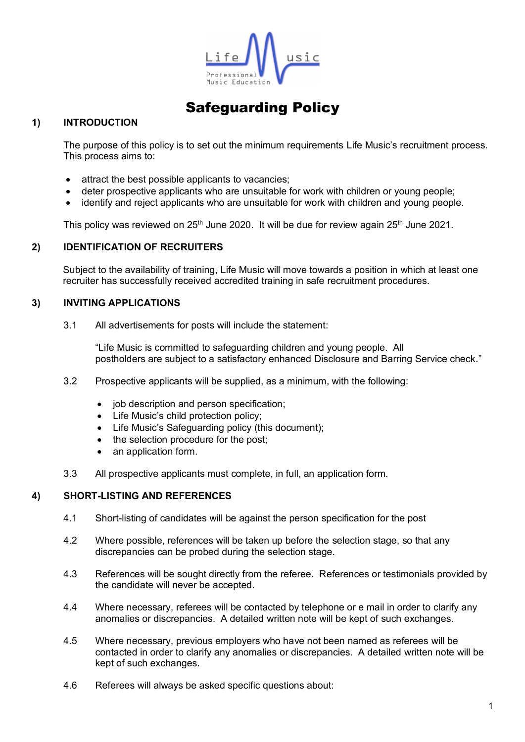# Safeguarding Policy

## 1) INTRODUCTION

The purpose of this policy is to set out the minimum requirements Life Music's recruitment process. This process aims to:

- attract the best possible applicants to vacancies;
- deter prospective applicants who are unsuitable for work with children or young people;
- identify and reject applicants who are unsuitable for work with children and young people.

This policy was reviewed on 25th June 2020. It will be due for review again 25th June 2021.

## 2) IDENTIFICATION OF RECRUITERS

Subject to the availability of training, Life Music will move towards a position in which at least one recruiter has successfully received accredited training in safe recruitment procedures.

## 3) INVITING APPLICATIONS

3.1 All advertisements for posts will include the statement:

"Life Music is committed to safeguarding children and young people. All postholders are subject to a satisfactory enhanced Disclosure and Barring Service check."

3.2 Prospective applicants will be supplied, as a minimum, with the following:

- job description and person specification;
- Life Music's child protection policy;
- Life Music's Safeguarding policy (this document);
- the selection procedure for the post;
- an application form.

3.3 All prospective applicants must complete, in full, an application form.

## 4) SHORT-LISTING AND REFERENCES

4.1 Short-listing of candidates will be against the person specification for the post

4.2 Where possible, references will be taken up before the selection stage, so that any discrepancies can be probed during the selection stage.

4.3 References will be sought directly from the referee. References or testimonials provided by the candidate will never be accepted.

4.4 Where necessary, referees will be contacted by telephone or e mail in order to clarify any anomalies or discrepancies. A detailed written note will be kept of such exchanges.

4.5 Where necessary, previous employers who have not been named as referees will be contacted in order to clarify any anomalies or discrepancies. A detailed written note will be kept of such exchanges.

4.6 Referees will always be asked specific questions about: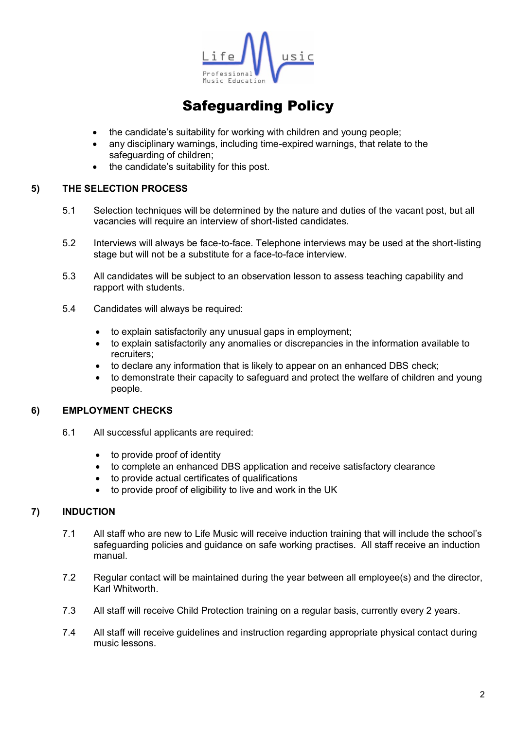# Safeguarding Policy

- the candidate's suitability for working with children and young people;
- any disciplinary warnings, including time-expired warnings, that relate to the safeguarding of children;
- the candidate's suitability for this post.

## 5) THE SELECTION PROCESS

5.1 Selection techniques will be determined by the nature and duties of the vacant post, but all vacancies will require an interview of short-listed candidates.

5.2 Interviews will always be face-to-face. Telephone interviews may be used at the short-listing stage but will not be a substitute for a face-to-face interview.

5.3 All candidates will be subject to an observation lesson to assess teaching capability and rapport with students.

5.4 Candidates will always be required:

- to explain satisfactorily any unusual gaps in employment;
- to explain satisfactorily any anomalies or discrepancies in the information available to recruiters;
- to declare any information that is likely to appear on an enhanced DBS check;
- to demonstrate their capacity to safeguard and protect the welfare of children and young people.

## 6) EMPLOYMENT CHECKS

6.1 All successful applicants are required:

- to provide proof of identity
- to complete an enhanced DBS application and receive satisfactory clearance
- to provide actual certificates of qualifications
- to provide proof of eligibility to live and work in the UK

## 7) INDUCTION

7.1 All staff who are new to Life Music will receive induction training that will include the school's safeguarding policies and guidance on safe working practises. All staff receive an induction manual.

7.2 Regular contact will be maintained during the year between all employee(s) and the director, Karl Whitworth.

7.3 All staff will receive Child Protection training on a regular basis, currently every 2 years.

7.4 All staff will receive guidelines and instruction regarding appropriate physical contact during music lessons.